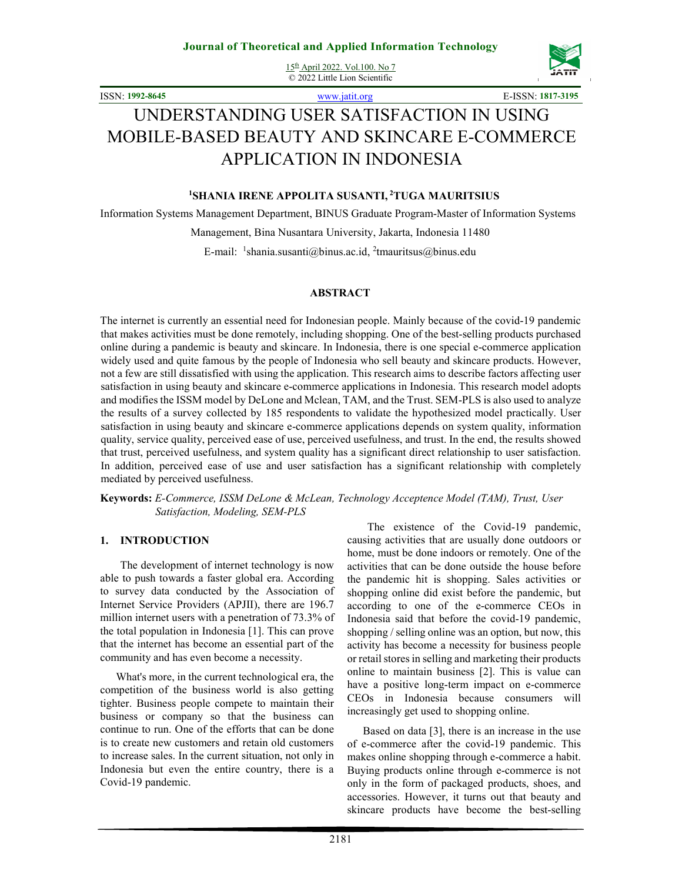# UNDERSTANDING USER SATISFACTION IN USING MOBILE-BASED BEAUTY AND SKINCARE E-COMMERCE APPLICATION IN INDONESIA

**[1]SHANIA IRENE APPOLITA SUSANTI, [2]TUGA MAURITSIUS**

Information Systems Management Department, BINUS Graduate Program-Master of Information Systems Management, Bina Nusantara University, Jakarta, Indonesia 11480

E-mail: [1]shania.susanti@binus.ac.id, [2]tmauritsus@binus.edu

## ABSTRACT

The internet is currently an essential need for Indonesian people. Mainly because of the covid-19 pandemic that makes activities must be done remotely, including shopping. One of the best-selling products purchased online during a pandemic is beauty and skincare. In Indonesia, there is one special e-commerce application widely used and quite famous by the people of Indonesia who sell beauty and skincare products. However, not a few are still dissatisfied with using the application. This research aims to describe factors affecting user satisfaction in using beauty and skincare e-commerce applications in Indonesia. This research model adopts and modifies the ISSM model by DeLone and Mclean, TAM, and the Trust. SEM-PLS is also used to analyze the results of a survey collected by 185 respondents to validate the hypothesized model practically. User satisfaction in using beauty and skincare e-commerce applications depends on system quality, information quality, service quality, perceived ease of use, perceived usefulness, and trust. In the end, the results showed that trust, perceived usefulness, and system quality has a significant direct relationship to user satisfaction. In addition, perceived ease of use and user satisfaction has a significant relationship with completely mediated by perceived usefulness.

**Keywords:** *E-Commerce, ISSM DeLone & McLean, Technology Acceptence Model (TAM), Trust, User Satisfaction, Modeling, SEM-PLS*

## 1. INTRODUCTION

The development of internet technology is now able to push towards a faster global era. According to survey data conducted by the Association of Internet Service Providers (APJII), there are 196.7 million internet users with a penetration of 73.3% of the total population in Indonesia [1]. This can prove that the internet has become an essential part of the community and has even become a necessity.

What's more, in the current technological era, the competition of the business world is also getting tighter. Business people compete to maintain their business or company so that the business can continue to run. One of the efforts that can be done is to create new customers and retain old customers to increase sales. In the current situation, not only in Indonesia but even the entire country, there is a Covid-19 pandemic.

The existence of the Covid-19 pandemic, causing activities that are usually done outdoors or home, must be done indoors or remotely. One of the activities that can be done outside the house before the pandemic hit is shopping. Sales activities or shopping online did exist before the pandemic, but according to one of the e-commerce CEOs in Indonesia said that before the covid-19 pandemic, shopping / selling online was an option, but now, this activity has become a necessity for business people or retail stores in selling and marketing their products online to maintain business [2]. This is value can have a positive long-term impact on e-commerce CEOs in Indonesia because consumers will increasingly get used to shopping online.

Based on data [3], there is an increase in the use of e-commerce after the covid-19 pandemic. This makes online shopping through e-commerce a habit. Buying products online through e-commerce is not only in the form of packaged products, shoes, and accessories. However, it turns out that beauty and skincare products have become the best-selling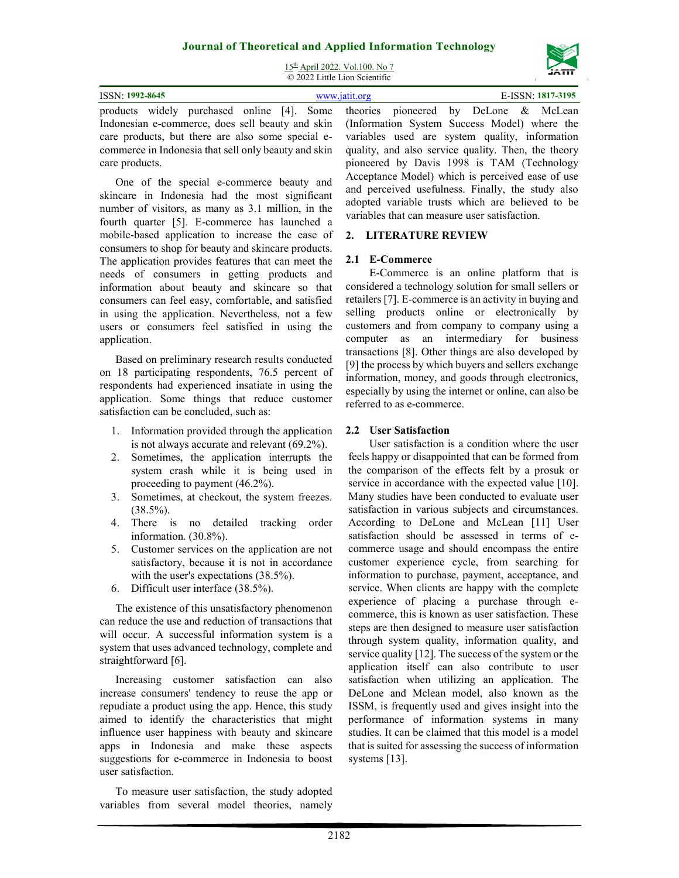products widely purchased online [4]. Some Indonesian e-commerce, does sell beauty and skin care products, but there are also some special e-commerce in Indonesia that sell only beauty and skin care products.

One of the special e-commerce beauty and skincare in Indonesia had the most significant number of visitors, as many as 3.1 million, in the fourth quarter [5]. E-commerce has launched a mobile-based application to increase the ease of consumers to shop for beauty and skincare products. The application provides features that can meet the needs of consumers in getting products and information about beauty and skincare so that consumers can feel easy, comfortable, and satisfied in using the application. Nevertheless, not a few users or consumers feel satisfied in using the application.

Based on preliminary research results conducted on 18 participating respondents, 76.5 percent of respondents had experienced insatiate in using the application. Some things that reduce customer satisfaction can be concluded, such as:

1. Information provided through the application is not always accurate and relevant (69.2%).
2. Sometimes, the application interrupts the system crash while it is being used in proceeding to payment (46.2%).
3. Sometimes, at checkout, the system freezes. (38.5%).
4. There is no detailed tracking order information. (30.8%).
5. Customer services on the application are not satisfactory, because it is not in accordance with the user's expectations (38.5%).
6. Difficult user interface (38.5%).

The existence of this unsatisfactory phenomenon can reduce the use and reduction of transactions that will occur. A successful information system is a system that uses advanced technology, complete and straightforward [6].

Increasing customer satisfaction can also increase consumers' tendency to reuse the app or repudiate a product using the app. Hence, this study aimed to identify the characteristics that might influence user happiness with beauty and skincare apps in Indonesia and make these aspects suggestions for e-commerce in Indonesia to boost user satisfaction.

To measure user satisfaction, the study adopted variables from several model theories, namely theories pioneered by DeLone & McLean (Information System Success Model) where the variables used are system quality, information quality, and also service quality. Then, the theory pioneered by Davis 1998 is TAM (Technology Acceptance Model) which is perceived ease of use and perceived usefulness. Finally, the study also adopted variable trusts which are believed to be variables that can measure user satisfaction.

## 2. LITERATURE REVIEW

### 2.1 E-Commerce

E-Commerce is an online platform that is considered a technology solution for small sellers or retailers [7]. E-commerce is an activity in buying and selling products online or electronically by customers and from company to company using a computer as an intermediary for business transactions [8]. Other things are also developed by [9] the process by which buyers and sellers exchange information, money, and goods through electronics, especially by using the internet or online, can also be referred to as e-commerce.

### 2.2 User Satisfaction

User satisfaction is a condition where the user feels happy or disappointed that can be formed from the comparison of the effects felt by a prosuk or service in accordance with the expected value [10]. Many studies have been conducted to evaluate user satisfaction in various subjects and circumstances. According to DeLone and McLean [11] User satisfaction should be assessed in terms of e-commerce usage and should encompass the entire customer experience cycle, from searching for information to purchase, payment, acceptance, and service. When clients are happy with the complete experience of placing a purchase through e-commerce, this is known as user satisfaction. These steps are then designed to measure user satisfaction through system quality, information quality, and service quality [12]. The success of the system or the application itself can also contribute to user satisfaction when utilizing an application. The DeLone and Mclean model, also known as the ISSM, is frequently used and gives insight into the performance of information systems in many studies. It can be claimed that this model is a model that is suited for assessing the success of information systems [13].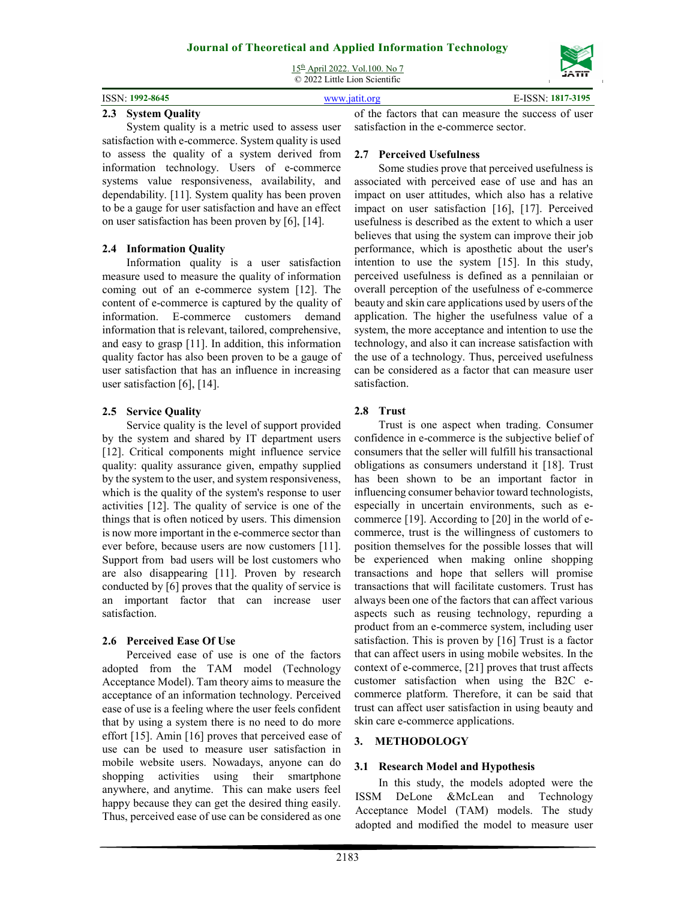### 2.3 System Quality

System quality is a metric used to assess user satisfaction with e-commerce. System quality is used to assess the quality of a system derived from information technology. Users of e-commerce systems value responsiveness, availability, and dependability. [11]. System quality has been proven to be a gauge for user satisfaction and have an effect on user satisfaction has been proven by [6], [14].

### 2.4 Information Quality

Information quality is a user satisfaction measure used to measure the quality of information coming out of an e-commerce system [12]. The content of e-commerce is captured by the quality of information. E-commerce customers demand information that is relevant, tailored, comprehensive, and easy to grasp [11]. In addition, this information quality factor has also been proven to be a gauge of user satisfaction that has an influence in increasing user satisfaction [6], [14].

### 2.5 Service Quality

Service quality is the level of support provided by the system and shared by IT department users [12]. Critical components might influence service quality: quality assurance given, empathy supplied by the system to the user, and system responsiveness, which is the quality of the system's response to user activities [12]. The quality of service is one of the things that is often noticed by users. This dimension is now more important in the e-commerce sector than ever before, because users are now customers [11]. Support from bad users will be lost customers who are also disappearing [11]. Proven by research conducted by [6] proves that the quality of service is an important factor that can increase user satisfaction.

### 2.6 Perceived Ease Of Use

Perceived ease of use is one of the factors adopted from the TAM model (Technology Acceptance Model). Tam theory aims to measure the acceptance of an information technology. Perceived ease of use is a feeling where the user feels confident that by using a system there is no need to do more effort [15]. Amin [16] proves that perceived ease of use can be used to measure user satisfaction in mobile website users. Nowadays, anyone can do shopping activities using their smartphone anywhere, and anytime. This can make users feel happy because they can get the desired thing easily. Thus, perceived ease of use can be considered as one of the factors that can measure the success of user satisfaction in the e-commerce sector.

### 2.7 Perceived Usefulness

Some studies prove that perceived usefulness is associated with perceived ease of use and has an impact on user attitudes, which also has a relative impact on user satisfaction [16], [17]. Perceived usefulness is described as the extent to which a user believes that using the system can improve their job performance, which is apotheltic about the user's intention to use the system [15]. In this study, perceived usefulness is defined as a pennilaian or overall perception of the usefulness of e-commerce beauty and skin care applications used by users of the application. The higher the usefulness value of a system, the more acceptance and intention to use the technology, and also it can increase satisfaction with the use of a technology. Thus, perceived usefulness can be considered as a factor that can measure user satisfaction.

### 2.8 Trust

Trust is one aspect when trading. Consumer confidence in e-commerce is the subjective belief of consumers that the seller will fulfill his transactional obligations as consumers understand it [18]. Trust has been shown to be an important factor in influencing consumer behavior toward technologists, especially in uncertain environments, such as e-commerce [19]. According to [20] in the world of e-commerce, trust is the willingness of customers to position themselves for the possible losses that will be experienced when making online shopping transactions and hope that sellers will promise transactions that will facilitate customers. Trust has always been one of the factors that can affect various aspects such as reusing technology, repurding a product from an e-commerce system, including user satisfaction. This is proven by [16] Trust is a factor that can affect users in using mobile websites. In the context of e-commerce, [21] proves that trust affects customer satisfaction when using the B2C e-commerce platform. Therefore, it can be said that trust can affect user satisfaction in using beauty and skin care e-commerce applications.

## 3. METHODOLOGY

### 3.1 Research Model and Hypothesis

In this study, the models adopted were the ISSM DeLone &McLean and Technology Acceptance Model (TAM) models. The study adopted and modified the model to measure user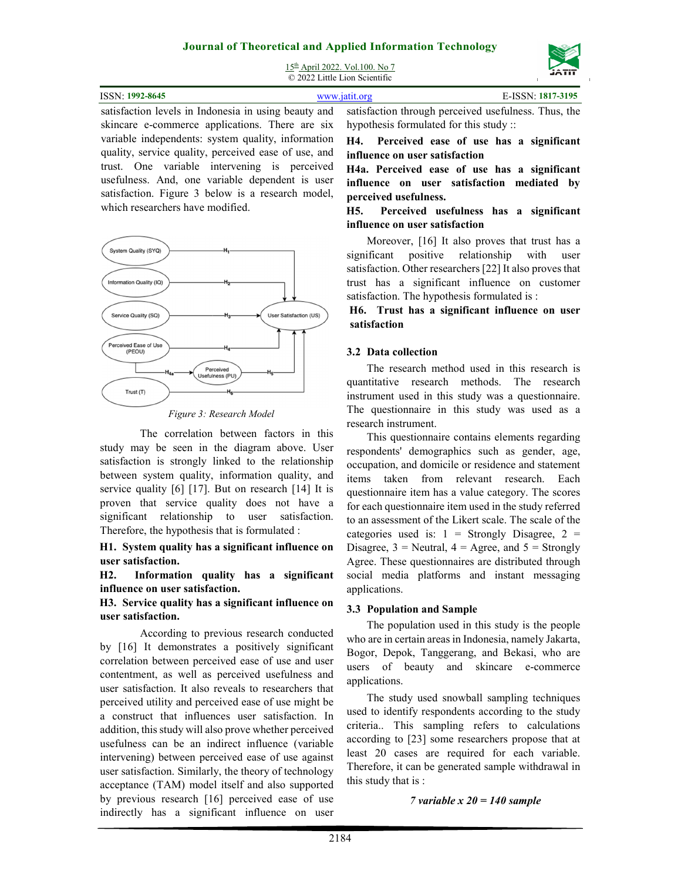satisfaction levels in Indonesia in using beauty and skincare e-commerce applications. There are six variable independents: system quality, information quality, service quality, perceived ease of use, and trust. One variable intervening is perceived usefulness. And, one variable dependent is user satisfaction. Figure 3 below is a research model, which researchers have modified.

*Figure 3: Research Model*

The correlation between factors in this study may be seen in the diagram above. User satisfaction is strongly linked to the relationship between system quality, information quality, and service quality [6] [17]. But on research [14] It is proven that service quality does not have a significant relationship to user satisfaction. Therefore, the hypothesis that is formulated :

**H1. System quality has a significant influence on user satisfaction.**

**H2. Information quality has a significant influence on user satisfaction.**

**H3. Service quality has a significant influence on user satisfaction.**

According to previous research conducted by [16] It demonstrates a positively significant correlation between perceived ease of use and user contentment, as well as perceived usefulness and user satisfaction. It also reveals to researchers that perceived utility and perceived ease of use might be a construct that influences user satisfaction. In addition, this study will also prove whether perceived usefulness can be an indirect influence (variable intervening) between perceived ease of use against user satisfaction. Similarly, the theory of technology acceptance (TAM) model itself and also supported by previous research [16] perceived ease of use indirectly has a significant influence on user satisfaction through perceived usefulness. Thus, the hypothesis formulated for this study ::

**H4. Perceived ease of use has a significant influence on user satisfaction**

**H4a. Perceived ease of use has a significant influence on user satisfaction mediated by perceived usefulness.**

**H5. Perceived usefulness has a significant influence on user satisfaction**

Moreover, [16] It also proves that trust has a significant positive relationship with user satisfaction. Other researchers [22] It also proves that trust has a significant influence on customer satisfaction. The hypothesis formulated is :

**H6. Trust has a significant influence on user satisfaction**

### 3.2 Data collection

The research method used in this research is quantitative research methods. The research instrument used in this study was a questionnaire. The questionnaire in this study was used as a research instrument.

This questionnaire contains elements regarding respondents' demographics such as gender, age, occupation, and domicile or residence and statement items taken from relevant research. Each questionnaire item has a value category. The scores for each questionnaire item used in the study referred to an assessment of the Likert scale. The scale of the categories used is: 1 = Strongly Disagree, 2 = Disagree, 3 = Neutral, 4 = Agree, and 5 = Strongly Agree. These questionnaires are distributed through social media platforms and instant messaging applications.

### 3.3 Population and Sample

The population used in this study is the people who are in certain areas in Indonesia, namely Jakarta, Bogor, Depok, Tanggerang, and Bekasi, who are users of beauty and skincare e-commerce applications.

The study used snowball sampling techniques used to identify respondents according to the study criteria.. This sampling refers to calculations according to [23] some researchers propose that at least 20 cases are required for each variable. Therefore, it can be generated sample withdrawal in this study that is :

*7 variable x 20 = 140 sample*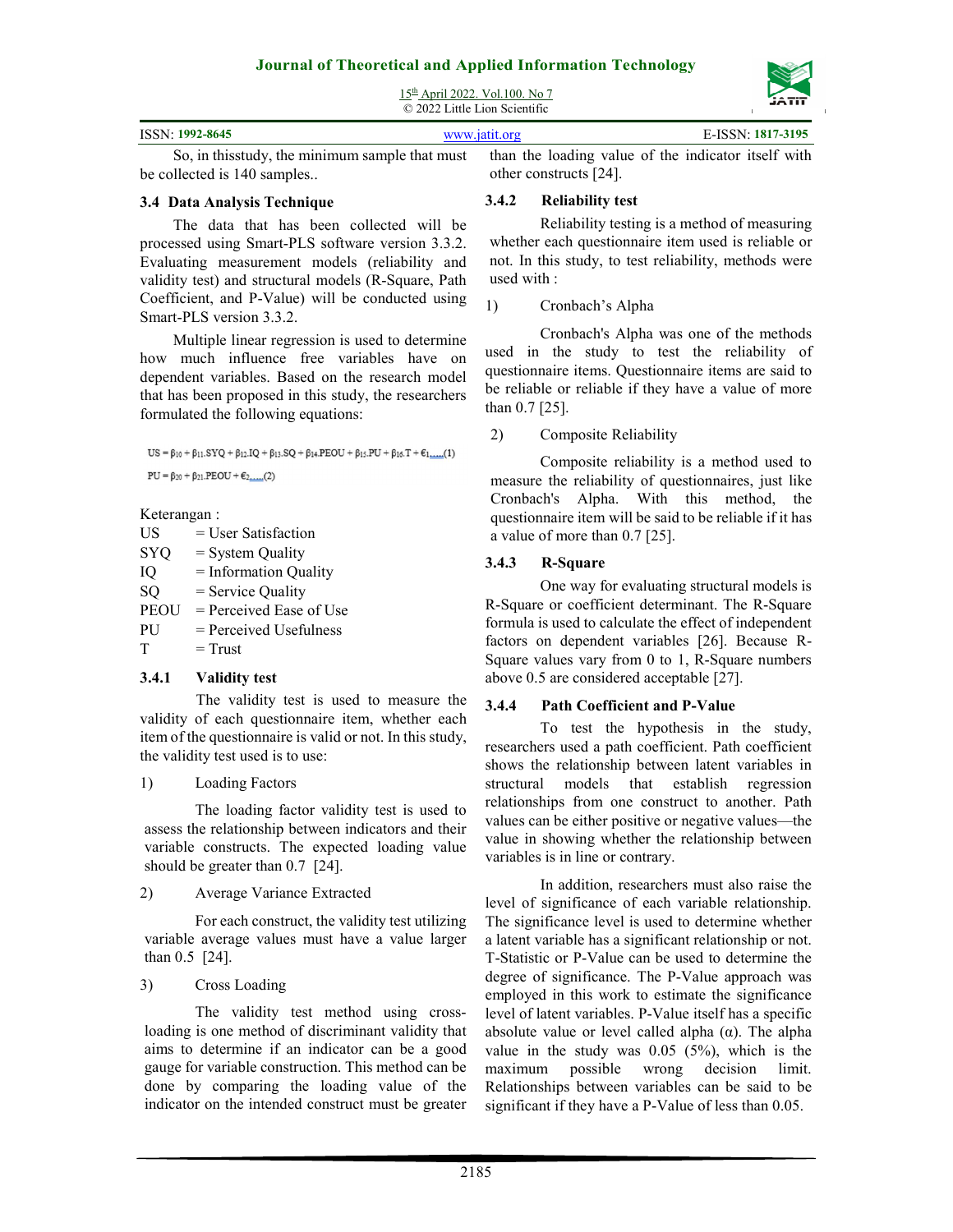So, in thisstudy, the minimum sample that must be collected is 140 samples..

### 3.4 Data Analysis Technique

The data that has been collected will be processed using Smart-PLS software version 3.3.2. Evaluating measurement models (reliability and validity test) and structural models (R-Square, Path Coefficient, and P-Value) will be conducted using Smart-PLS version 3.3.2.

Multiple linear regression is used to determine how much influence free variables have on dependent variables. Based on the research model that has been proposed in this study, the researchers formulated the following equations:

$$US = \beta_{10} + \beta_{11}.SYQ + \beta_{12}.IQ + \beta_{13}.SQ + \beta_{14}.PEOU + \beta_{15}.PU + \beta_{16}.T + \epsilon_1 \ldots\ldots(1)$$

$$PU = \beta_{20} + \beta_{21}.PEOU + \epsilon_2 \ldots\ldots(2)$$

Keterangan :

US = User Satisfaction
SYQ = System Quality
IQ = Information Quality
SQ = Service Quality
PEOU = Perceived Ease of Use
PU = Perceived Usefulness
T = Trust

#### 3.4.1 Validity test

The validity test is used to measure the validity of each questionnaire item, whether each item of the questionnaire is valid or not. In this study, the validity test used is to use:

1) Loading Factors

The loading factor validity test is used to assess the relationship between indicators and their variable constructs. The expected loading value should be greater than 0.7 [24].

2) Average Variance Extracted

For each construct, the validity test utilizing variable average values must have a value larger than 0.5 [24].

3) Cross Loading

The validity test method using cross-loading is one method of discriminant validity that aims to determine if an indicator can be a good gauge for variable construction. This method can be done by comparing the loading value of the indicator on the intended construct must be greater than the loading value of the indicator itself with other constructs [24].

#### 3.4.2 Reliability test

Reliability testing is a method of measuring whether each questionnaire item used is reliable or not. In this study, to test reliability, methods were used with :

1) Cronbach's Alpha

Cronbach's Alpha was one of the methods used in the study to test the reliability of questionnaire items. Questionnaire items are said to be reliable or reliable if they have a value of more than 0.7 [25].

2) Composite Reliability

Composite reliability is a method used to measure the reliability of questionnaires, just like Cronbach's Alpha. With this method, the questionnaire item will be said to be reliable if it has a value of more than 0.7 [25].

#### 3.4.3 R-Square

One way for evaluating structural models is R-Square or coefficient determinant. The R-Square formula is used to calculate the effect of independent factors on dependent variables [26]. Because R-Square values vary from 0 to 1, R-Square numbers above 0.5 are considered acceptable [27].

#### 3.4.4 Path Coefficient and P-Value

To test the hypothesis in the study, researchers used a path coefficient. Path coefficient shows the relationship between latent variables in structural models that establish regression relationships from one construct to another. Path values can be either positive or negative values—the value in showing whether the relationship between variables is in line or contrary.

In addition, researchers must also raise the level of significance of each variable relationship. The significance level is used to determine whether a latent variable has a significant relationship or not. T-Statistic or P-Value can be used to determine the degree of significance. The P-Value approach was employed in this work to estimate the significance level of latent variables. P-Value itself has a specific absolute value or level called alpha ($\alpha$). The alpha value in the study was 0.05 (5%), which is the maximum possible wrong decision limit. Relationships between variables can be said to be significant if they have a P-Value of less than 0.05.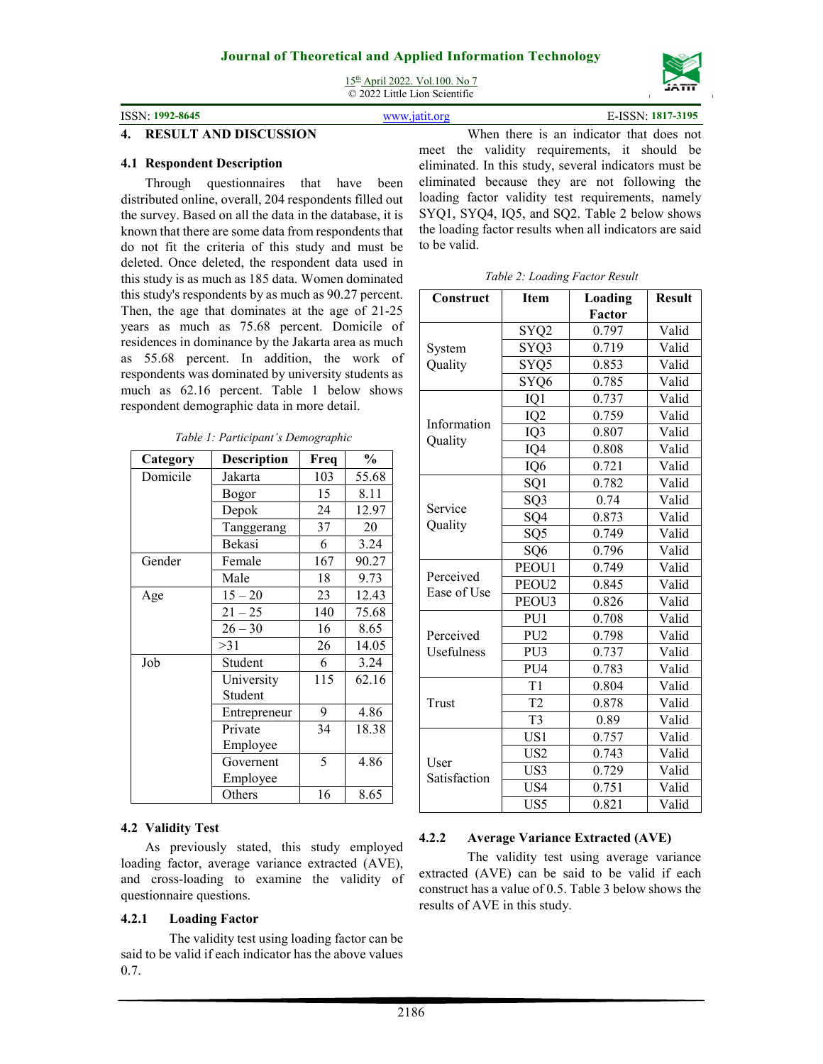## 4. RESULT AND DISCUSSION

### 4.1 Respondent Description

Through questionnaires that have been distributed online, overall, 204 respondents filled out the survey. Based on all the data in the database, it is known that there are some data from respondents that do not fit the criteria of this study and must be deleted. Once deleted, the respondent data used in this study is as much as 185 data. Women dominated this study's respondents by as much as 90.27 percent. Then, the age that dominates at the age of 21-25 years as much as 75.68 percent. Domicile of residences in dominance by the Jakarta area as much as 55.68 percent. In addition, the work of respondents was dominated by university students as much as 62.16 percent. Table 1 below shows respondent demographic data in more detail.

*Table 1: Participant's Demographic*

| Category | Description | Freq | % |
|---|---|---|---|
| Domicile | Jakarta | 103 | 55.68 |
| | Bogor | 15 | 8.11 |
| | Depok | 24 | 12.97 |
| | Tanggerang | 37 | 20 |
| | Bekasi | 6 | 3.24 |
| Gender | Female | 167 | 90.27 |
| | Male | 18 | 9.73 |
| Age | 15 – 20 | 23 | 12.43 |
| | 21 – 25 | 140 | 75.68 |
| | 26 – 30 | 16 | 8.65 |
| | >31 | 26 | 14.05 |
| Job | Student | 6 | 3.24 |
| | University Student | 115 | 62.16 |
| | Entrepreneur | 9 | 4.86 |
| | Private Employee | 34 | 18.38 |
| | Governent Employee | 5 | 4.86 |
| | Others | 16 | 8.65 |

### 4.2 Validity Test

As previously stated, this study employed loading factor, average variance extracted (AVE), and cross-loading to examine the validity of questionnaire questions.

#### 4.2.1 Loading Factor

The validity test using loading factor can be said to be valid if each indicator has the above values 0.7.

When there is an indicator that does not meet the validity requirements, it should be eliminated. In this study, several indicators must be eliminated because they are not following the loading factor validity test requirements, namely SYQ1, SYQ4, IQ5, and SQ2. Table 2 below shows the loading factor results when all indicators are said to be valid.

*Table 2: Loading Factor Result*

| Construct | Item | Loading Factor | Result |
|---|---|---|---|
| System Quality | SYQ2 | 0.797 | Valid |
| | SYQ3 | 0.719 | Valid |
| | SYQ5 | 0.853 | Valid |
| | SYQ6 | 0.785 | Valid |
| Information Quality | IQ1 | 0.737 | Valid |
| | IQ2 | 0.759 | Valid |
| | IQ3 | 0.807 | Valid |
| | IQ4 | 0.808 | Valid |
| | IQ6 | 0.721 | Valid |
| Service Quality | SQ1 | 0.782 | Valid |
| | SQ3 | 0.74 | Valid |
| | SQ4 | 0.873 | Valid |
| | SQ5 | 0.749 | Valid |
| | SQ6 | 0.796 | Valid |
| Perceived Ease of Use | PEOU1 | 0.749 | Valid |
| | PEOU2 | 0.845 | Valid |
| | PEOU3 | 0.826 | Valid |
| Perceived Usefulness | PU1 | 0.708 | Valid |
| | PU2 | 0.798 | Valid |
| | PU3 | 0.737 | Valid |
| | PU4 | 0.783 | Valid |
| Trust | T1 | 0.804 | Valid |
| | T2 | 0.878 | Valid |
| | T3 | 0.89 | Valid |
| User Satisfaction | US1 | 0.757 | Valid |
| | US2 | 0.743 | Valid |
| | US3 | 0.729 | Valid |
| | US4 | 0.751 | Valid |
| | US5 | 0.821 | Valid |

#### 4.2.2 Average Variance Extracted (AVE)

The validity test using average variance extracted (AVE) can be said to be valid if each construct has a value of 0.5. Table 3 below shows the results of AVE in this study.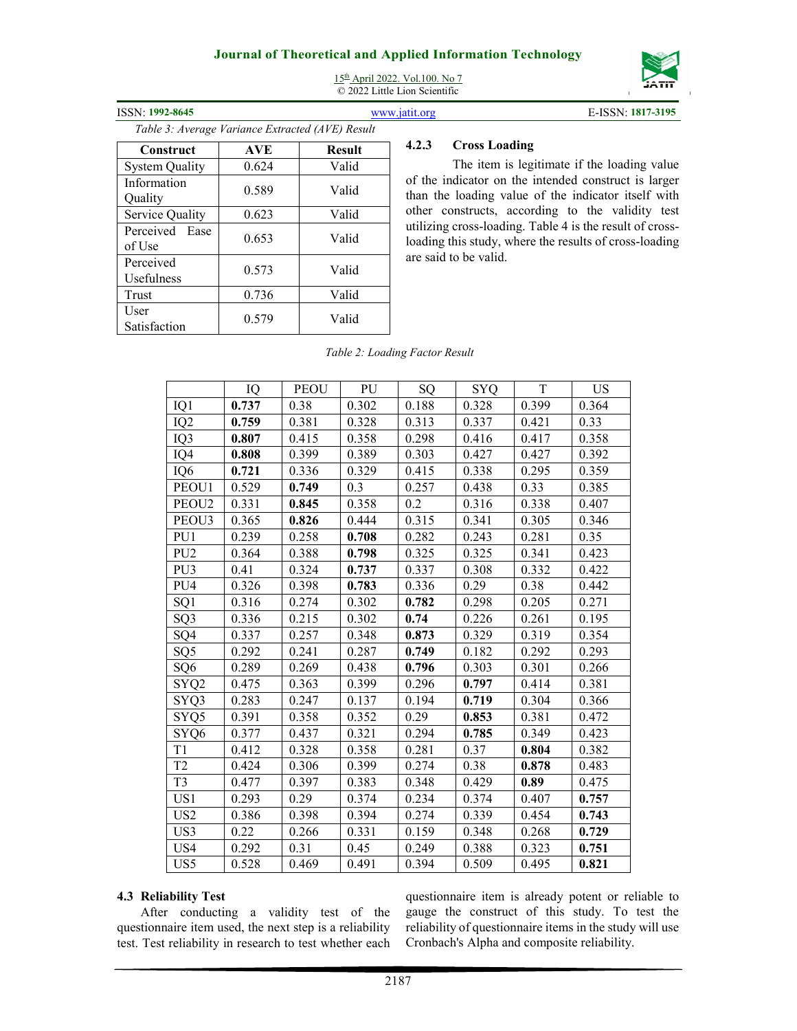*Table 3: Average Variance Extracted (AVE) Result*

| Construct | AVE | Result |
|---|---|---|
| System Quality | 0.624 | Valid |
| Information Quality | 0.589 | Valid |
| Service Quality | 0.623 | Valid |
| Perceived Ease of Use | 0.653 | Valid |
| Perceived Usefulness | 0.573 | Valid |
| Trust | 0.736 | Valid |
| User Satisfaction | 0.579 | Valid |

### 4.2.3 Cross Loading

The item is legitimate if the loading value of the indicator on the intended construct is larger than the loading value of the indicator itself with other constructs, according to the validity test utilizing cross-loading. Table 4 is the result of cross-loading this study, where the results of cross-loading are said to be valid.

*Table 2: Loading Factor Result*

| | IQ | PEOU | PU | SQ | SYQ | T | US |
|---|---|---|---|---|---|---|---|
| IQ1 | **0.737** | 0.38 | 0.302 | 0.188 | 0.328 | 0.399 | 0.364 |
| IQ2 | **0.759** | 0.381 | 0.328 | 0.313 | 0.337 | 0.421 | 0.33 |
| IQ3 | **0.807** | 0.415 | 0.358 | 0.298 | 0.416 | 0.417 | 0.358 |
| IQ4 | **0.808** | 0.399 | 0.389 | 0.303 | 0.427 | 0.427 | 0.392 |
| IQ6 | **0.721** | 0.336 | 0.329 | 0.415 | 0.338 | 0.295 | 0.359 |
| PEOU1 | 0.529 | **0.749** | 0.3 | 0.257 | 0.438 | 0.33 | 0.385 |
| PEOU2 | 0.331 | **0.845** | 0.358 | 0.2 | 0.316 | 0.338 | 0.407 |
| PEOU3 | 0.365 | **0.826** | 0.444 | 0.315 | 0.341 | 0.305 | 0.346 |
| PU1 | 0.239 | 0.258 | **0.708** | 0.282 | 0.243 | 0.281 | 0.35 |
| PU2 | 0.364 | 0.388 | **0.798** | 0.325 | 0.325 | 0.341 | 0.423 |
| PU3 | 0.41 | 0.324 | **0.737** | 0.337 | 0.308 | 0.332 | 0.422 |
| PU4 | 0.326 | 0.398 | **0.783** | 0.336 | 0.29 | 0.38 | 0.442 |
| SQ1 | 0.316 | 0.274 | 0.302 | **0.782** | 0.298 | 0.205 | 0.271 |
| SQ3 | 0.336 | 0.215 | 0.302 | **0.74** | 0.226 | 0.261 | 0.195 |
| SQ4 | 0.337 | 0.257 | 0.348 | **0.873** | 0.329 | 0.319 | 0.354 |
| SQ5 | 0.292 | 0.241 | 0.287 | **0.749** | 0.182 | 0.292 | 0.293 |
| SQ6 | 0.289 | 0.269 | 0.438 | **0.796** | 0.303 | 0.301 | 0.266 |
| SYQ2 | 0.475 | 0.363 | 0.399 | 0.296 | **0.797** | 0.414 | 0.381 |
| SYQ3 | 0.283 | 0.247 | 0.137 | 0.194 | **0.719** | 0.304 | 0.366 |
| SYQ5 | 0.391 | 0.358 | 0.352 | 0.29 | **0.853** | 0.381 | 0.472 |
| SYQ6 | 0.377 | 0.437 | 0.321 | 0.294 | **0.785** | 0.349 | 0.423 |
| T1 | 0.412 | 0.328 | 0.358 | 0.281 | 0.37 | **0.804** | 0.382 |
| T2 | 0.424 | 0.306 | 0.399 | 0.274 | 0.38 | **0.878** | 0.483 |
| T3 | 0.477 | 0.397 | 0.383 | 0.348 | 0.429 | **0.89** | 0.475 |
| US1 | 0.293 | 0.29 | 0.374 | 0.234 | 0.374 | 0.407 | **0.757** |
| US2 | 0.386 | 0.398 | 0.394 | 0.274 | 0.339 | 0.454 | **0.743** |
| US3 | 0.22 | 0.266 | 0.331 | 0.159 | 0.348 | 0.268 | **0.729** |
| US4 | 0.292 | 0.31 | 0.45 | 0.249 | 0.388 | 0.323 | **0.751** |
| US5 | 0.528 | 0.469 | 0.491 | 0.394 | 0.509 | 0.495 | **0.821** |

## 4.3 Reliability Test

After conducting a validity test of the questionnaire item used, the next step is a reliability test. Test reliability in research to test whether each questionnaire item is already potent or reliable to gauge the construct of this study. To test the reliability of questionnaire items in the study will use Cronbach's Alpha and composite reliability.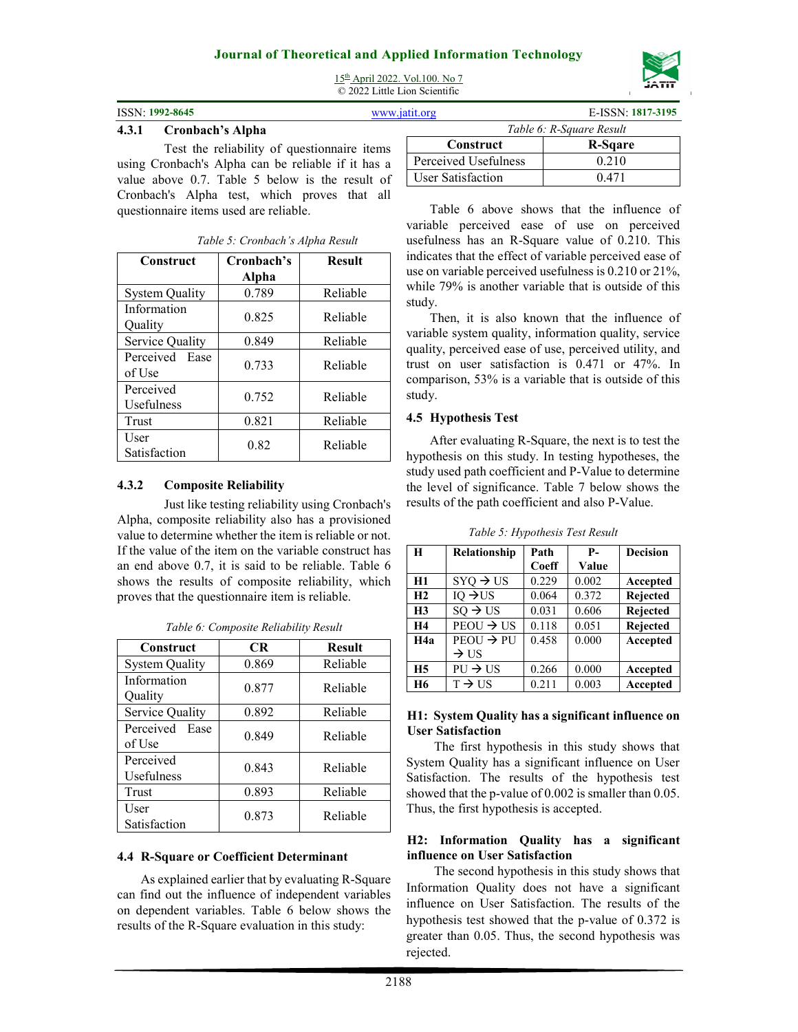#### 4.3.1 Cronbach's Alpha

Test the reliability of questionnaire items using Cronbach's Alpha can be reliable if it has a value above 0.7. Table 5 below is the result of Cronbach's Alpha test, which proves that all questionnaire items used are reliable.

*Table 5: Cronbach's Alpha Result*

| Construct | Cronbach's Alpha | Result |
|---|---|---|
| System Quality | 0.789 | Reliable |
| Information Quality | 0.825 | Reliable |
| Service Quality | 0.849 | Reliable |
| Perceived Ease of Use | 0.733 | Reliable |
| Perceived Usefulness | 0.752 | Reliable |
| Trust | 0.821 | Reliable |
| User Satisfaction | 0.82 | Reliable |

#### 4.3.2 Composite Reliability

Just like testing reliability using Cronbach's Alpha, composite reliability also has a provisioned value to determine whether the item is reliable or not. If the value of the item on the variable construct has an end above 0.7, it is said to be reliable. Table 6 shows the results of composite reliability, which proves that the questionnaire item is reliable.

*Table 6: Composite Reliability Result*

| Construct | CR | Result |
|---|---|---|
| System Quality | 0.869 | Reliable |
| Information Quality | 0.877 | Reliable |
| Service Quality | 0.892 | Reliable |
| Perceived Ease of Use | 0.849 | Reliable |
| Perceived Usefulness | 0.843 | Reliable |
| Trust | 0.893 | Reliable |
| User Satisfaction | 0.873 | Reliable |

### 4.4 R-Square or Coefficient Determinant

As explained earlier that by evaluating R-Square can find out the influence of independent variables on dependent variables. Table 6 below shows the results of the R-Square evaluation in this study:

*Table 6: R-Square Result*

| Construct | R-Sqare |
|---|---|
| Perceived Usefulness | 0.210 |
| User Satisfaction | 0.471 |

Table 6 above shows that the influence of variable perceived ease of use on perceived usefulness has an R-Square value of 0.210. This indicates that the effect of variable perceived ease of use on variable perceived usefulness is 0.210 or 21%, while 79% is another variable that is outside of this study.

Then, it is also known that the influence of variable system quality, information quality, service quality, perceived ease of use, perceived utility, and trust on user satisfaction is 0.471 or 47%. In comparison, 53% is a variable that is outside of this study.

### 4.5 Hypothesis Test

After evaluating R-Square, the next is to test the hypothesis on this study. In testing hypotheses, the study used path coefficient and P-Value to determine the level of significance. Table 7 below shows the results of the path coefficient and also P-Value.

*Table 5: Hypothesis Test Result*

| H | Relationship | Path Coeff | P-Value | Decision |
|---|---|---|---|---|
| **H1** | SYQ → US | 0.229 | 0.002 | **Accepted** |
| **H2** | IQ →US | 0.064 | 0.372 | **Rejected** |
| **H3** | SQ → US | 0.031 | 0.606 | **Rejected** |
| **H4** | PEOU → US | 0.118 | 0.051 | **Rejected** |
| **H4a** | PEOU → PU → US | 0.458 | 0.000 | **Accepted** |
| **H5** | PU → US | 0.266 | 0.000 | **Accepted** |
| **H6** | T → US | 0.211 | 0.003 | **Accepted** |

**H1: System Quality has a significant influence on User Satisfaction**

The first hypothesis in this study shows that System Quality has a significant influence on User Satisfaction. The results of the hypothesis test showed that the p-value of 0.002 is smaller than 0.05. Thus, the first hypothesis is accepted.

**H2: Information Quality has a significant influence on User Satisfaction**

The second hypothesis in this study shows that Information Quality does not have a significant influence on User Satisfaction. The results of the hypothesis test showed that the p-value of 0.372 is greater than 0.05. Thus, the second hypothesis was rejected.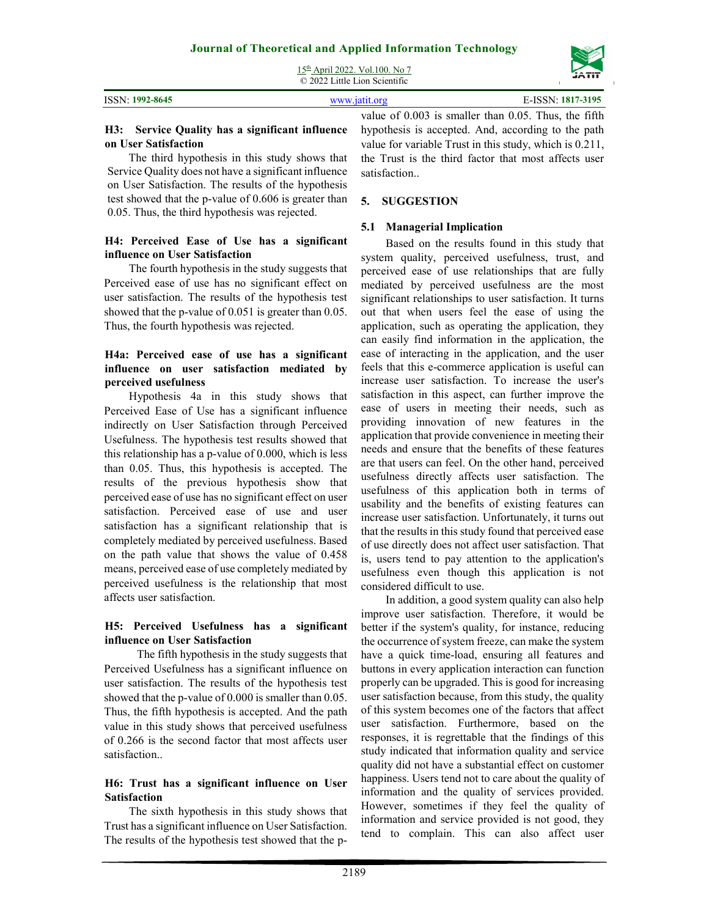**H3: Service Quality has a significant influence on User Satisfaction**

The third hypothesis in this study shows that Service Quality does not have a significant influence on User Satisfaction. The results of the hypothesis test showed that the p-value of 0.606 is greater than 0.05. Thus, the third hypothesis was rejected.

**H4: Perceived Ease of Use has a significant influence on User Satisfaction**

The fourth hypothesis in the study suggests that Perceived ease of use has no significant effect on user satisfaction. The results of the hypothesis test showed that the p-value of 0.051 is greater than 0.05. Thus, the fourth hypothesis was rejected.

**H4a: Perceived ease of use has a significant influence on user satisfaction mediated by perceived usefulness**

Hypothesis 4a in this study shows that Perceived Ease of Use has a significant influence indirectly on User Satisfaction through Perceived Usefulness. The hypothesis test results showed that this relationship has a p-value of 0.000, which is less than 0.05. Thus, this hypothesis is accepted. The results of the previous hypothesis show that perceived ease of use has no significant effect on user satisfaction. Perceived ease of use and user satisfaction has a significant relationship that is completely mediated by perceived usefulness. Based on the path value that shows the value of 0.458 means, perceived ease of use completely mediated by perceived usefulness is the relationship that most affects user satisfaction.

**H5: Perceived Usefulness has a significant influence on User Satisfaction**

The fifth hypothesis in the study suggests that Perceived Usefulness has a significant influence on user satisfaction. The results of the hypothesis test showed that the p-value of 0.000 is smaller than 0.05. Thus, the fifth hypothesis is accepted. And the path value in this study shows that perceived usefulness of 0.266 is the second factor that most affects user satisfaction..

**H6: Trust has a significant influence on User Satisfaction**

The sixth hypothesis in this study shows that Trust has a significant influence on User Satisfaction. The results of the hypothesis test showed that the p-value of 0.003 is smaller than 0.05. Thus, the fifth hypothesis is accepted. And, according to the path value for variable Trust in this study, which is 0.211, the Trust is the third factor that most affects user satisfaction..

## 5. SUGGESTION

### 5.1 Managerial Implication

Based on the results found in this study that system quality, perceived usefulness, trust, and perceived ease of use relationships that are fully mediated by perceived usefulness are the most significant relationships to user satisfaction. It turns out that when users feel the ease of using the application, such as operating the application, they can easily find information in the application, the ease of interacting in the application, and the user feels that this e-commerce application is useful can increase user satisfaction. To increase the user's satisfaction in this aspect, can further improve the ease of users in meeting their needs, such as providing innovation of new features in the application that provide convenience in meeting their needs and ensure that the benefits of these features are that users can feel. On the other hand, perceived usefulness directly affects user satisfaction. The usefulness of this application both in terms of usability and the benefits of existing features can increase user satisfaction. Unfortunately, it turns out that the results in this study found that perceived ease of use directly does not affect user satisfaction. That is, users tend to pay attention to the application's usefulness even though this application is not considered difficult to use.

In addition, a good system quality can also help improve user satisfaction. Therefore, it would be better if the system's quality, for instance, reducing the occurrence of system freeze, can make the system have a quick time-load, ensuring all features and buttons in every application interaction can function properly can be upgraded. This is good for increasing user satisfaction because, from this study, the quality of this system becomes one of the factors that affect user satisfaction. Furthermore, based on the responses, it is regrettable that the findings of this study indicated that information quality and service quality did not have a substantial effect on customer happiness. Users tend not to care about the quality of information and the quality of services provided. However, sometimes if they feel the quality of information and service provided is not good, they tend to complain. This can also affect user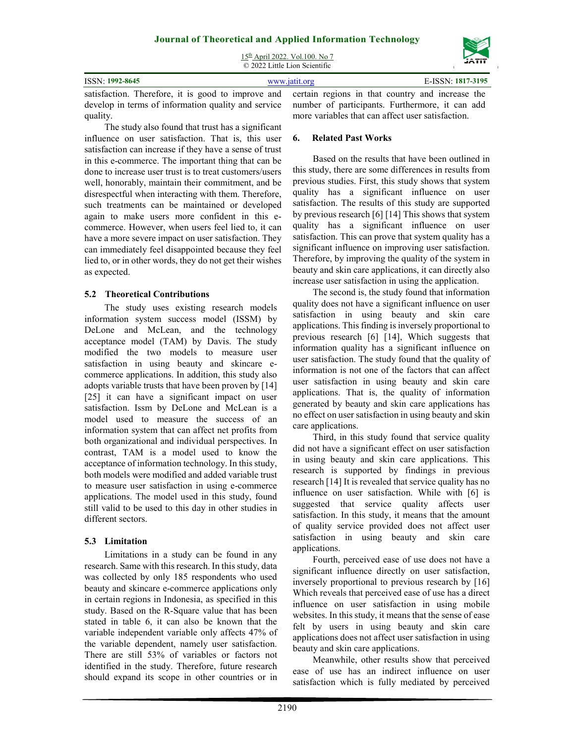satisfaction. Therefore, it is good to improve and develop in terms of information quality and service quality.

The study also found that trust has a significant influence on user satisfaction. That is, this user satisfaction can increase if they have a sense of trust in this e-commerce. The important thing that can be done to increase user trust is to treat customers/users well, honorably, maintain their commitment, and be disrespectful when interacting with them. Therefore, such treatments can be maintained or developed again to make users more confident in this e-commerce. However, when users feel lied to, it can have a more severe impact on user satisfaction. They can immediately feel disappointed because they feel lied to, or in other words, they do not get their wishes as expected.

### 5.2 Theoretical Contributions

The study uses existing research models information system success model (ISSM) by DeLone and McLean, and the technology acceptance model (TAM) by Davis. The study modified the two models to measure user satisfaction in using beauty and skincare e-commerce applications. In addition, this study also adopts variable trusts that have been proven by [14] [25] it can have a significant impact on user satisfaction. Issm by DeLone and McLean is a model used to measure the success of an information system that can affect net profits from both organizational and individual perspectives. In contrast, TAM is a model used to know the acceptance of information technology. In this study, both models were modified and added variable trust to measure user satisfaction in using e-commerce applications. The model used in this study, found still valid to be used to this day in other studies in different sectors.

### 5.3 Limitation

Limitations in a study can be found in any research. Same with this research. In this study, data was collected by only 185 respondents who used beauty and skincare e-commerce applications only in certain regions in Indonesia, as specified in this study. Based on the R-Square value that has been stated in table 6, it can also be known that the variable independent variable only affects 47% of the variable dependent, namely user satisfaction. There are still 53% of variables or factors not identified in the study. Therefore, future research should expand its scope in other countries or in certain regions in that country and increase the number of participants. Furthermore, it can add more variables that can affect user satisfaction.

## 6. Related Past Works

Based on the results that have been outlined in this study, there are some differences in results from previous studies. First, this study shows that system quality has a significant influence on user satisfaction. The results of this study are supported by previous research [6] [14] This shows that system quality has a significant influence on user satisfaction. This can prove that system quality has a significant influence on improving user satisfaction. Therefore, by improving the quality of the system in beauty and skin care applications, it can directly also increase user satisfaction in using the application.

The second is, the study found that information quality does not have a significant influence on user satisfaction in using beauty and skin care applications. This finding is inversely proportional to previous research [6] [14], Which suggests that information quality has a significant influence on user satisfaction. The study found that the quality of information is not one of the factors that can affect user satisfaction in using beauty and skin care applications. That is, the quality of information generated by beauty and skin care applications has no effect on user satisfaction in using beauty and skin care applications.

Third, in this study found that service quality did not have a significant effect on user satisfaction in using beauty and skin care applications. This research is supported by findings in previous research [14] It is revealed that service quality has no influence on user satisfaction. While with [6] is suggested that service quality affects user satisfaction. In this study, it means that the amount of quality service provided does not affect user satisfaction in using beauty and skin care applications.

Fourth, perceived ease of use does not have a significant influence directly on user satisfaction, inversely proportional to previous research by [16] Which reveals that perceived ease of use has a direct influence on user satisfaction in using mobile websites. In this study, it means that the sense of ease felt by users in using beauty and skin care applications does not affect user satisfaction in using beauty and skin care applications.

Meanwhile, other results show that perceived ease of use has an indirect influence on user satisfaction which is fully mediated by perceived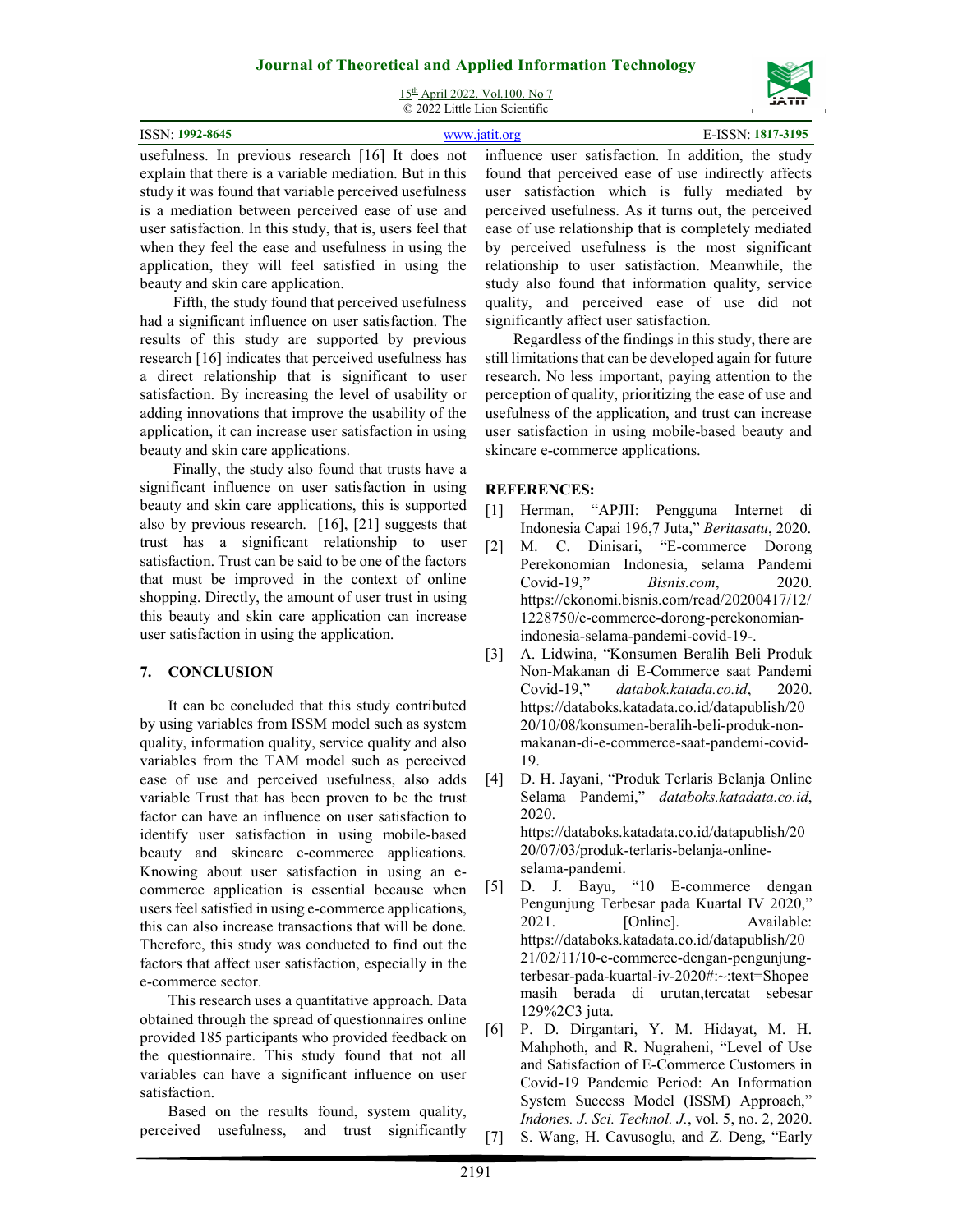usefulness. In previous research [16] It does not explain that there is a variable mediation. But in this study it was found that variable perceived usefulness is a mediation between perceived ease of use and user satisfaction. In this study, that is, users feel that when they feel the ease and usefulness in using the application, they will feel satisfied in using the beauty and skin care application.

Fifth, the study found that perceived usefulness had a significant influence on user satisfaction. The results of this study are supported by previous research [16] indicates that perceived usefulness has a direct relationship that is significant to user satisfaction. By increasing the level of usability or adding innovations that improve the usability of the application, it can increase user satisfaction in using beauty and skin care applications.

Finally, the study also found that trusts have a significant influence on user satisfaction in using beauty and skin care applications, this is supported also by previous research. [16], [21] suggests that trust has a significant relationship to user satisfaction. Trust can be said to be one of the factors that must be improved in the context of online shopping. Directly, the amount of user trust in using this beauty and skin care application can increase user satisfaction in using the application.

## 7. CONCLUSION

It can be concluded that this study contributed by using variables from ISSM model such as system quality, information quality, service quality and also variables from the TAM model such as perceived ease of use and perceived usefulness, also adds variable Trust that has been proven to be the trust factor can have an influence on user satisfaction to identify user satisfaction in using mobile-based beauty and skincare e-commerce applications. Knowing about user satisfaction in using an e-commerce application is essential because when users feel satisfied in using e-commerce applications, this can also increase transactions that will be done. Therefore, this study was conducted to find out the factors that affect user satisfaction, especially in the e-commerce sector.

This research uses a quantitative approach. Data obtained through the spread of questionnaires online provided 185 participants who provided feedback on the questionnaire. This study found that not all variables can have a significant influence on user satisfaction.

Based on the results found, system quality, perceived usefulness, and trust significantly influence user satisfaction. In addition, the study found that perceived ease of use indirectly affects user satisfaction which is fully mediated by perceived usefulness. As it turns out, the perceived ease of use relationship that is completely mediated by perceived usefulness is the most significant relationship to user satisfaction. Meanwhile, the study also found that information quality, service quality, and perceived ease of use did not significantly affect user satisfaction.

Regardless of the findings in this study, there are still limitations that can be developed again for future research. No less important, paying attention to the perception of quality, prioritizing the ease of use and usefulness of the application, and trust can increase user satisfaction in using mobile-based beauty and skincare e-commerce applications.

## REFERENCES:

[1] Herman, "APJII: Pengguna Internet di Indonesia Capai 196,7 Juta," *Beritasatu*, 2020.

[2] M. C. Dinisari, "E-commerce Dorong Perekonomian Indonesia, selama Pandemi Covid-19," *Bisnis.com*, 2020. https://ekonomi.bisnis.com/read/20200417/12/1228750/e-commerce-dorong-perekonomian-indonesia-selama-pandemi-covid-19-.

[3] A. Lidwina, "Konsumen Beralih Beli Produk Non-Makanan di E-Commerce saat Pandemi Covid-19," *databok.katada.co.id*, 2020. https://databoks.katadata.co.id/datapublish/2020/10/08/konsumen-beralih-beli-produk-non-makanan-di-e-commerce-saat-pandemi-covid-19.

[4] D. H. Jayani, "Produk Terlaris Belanja Online Selama Pandemi," *databoks.katadata.co.id*, 2020. https://databoks.katadata.co.id/datapublish/2020/07/03/produk-terlaris-belanja-online-selama-pandemi.

[5] D. J. Bayu, "10 E-commerce dengan Pengunjung Terbesar pada Kuartal IV 2020," 2021. [Online]. Available: https://databoks.katadata.co.id/datapublish/2021/02/11/10-e-commerce-dengan-pengunjung-terbesar-pada-kuartal-iv-2020#:~:text=Shopee masih berada di urutan,tercatat sebesar 129%2C3 juta.

[6] P. D. Dirgantari, Y. M. Hidayat, M. H. Mahphoth, and R. Nugraheni, "Level of Use and Satisfaction of E-Commerce Customers in Covid-19 Pandemic Period: An Information System Success Model (ISSM) Approach," *Indones. J. Sci. Technol. J.*, vol. 5, no. 2, 2020.

[7] S. Wang, H. Cavusoglu, and Z. Deng, "Early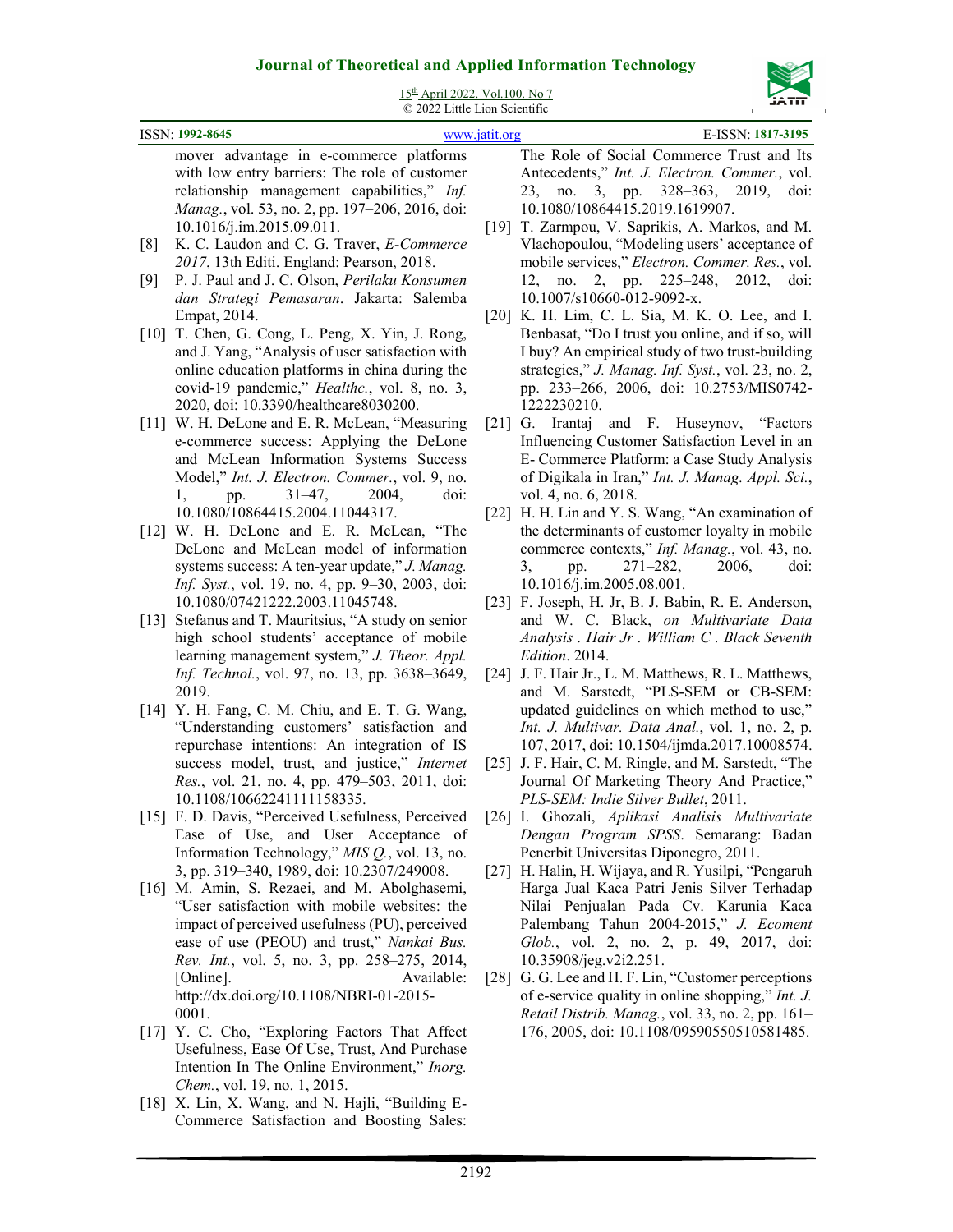mover advantage in e-commerce platforms with low entry barriers: The role of customer relationship management capabilities," *Inf. Manag.*, vol. 53, no. 2, pp. 197–206, 2016, doi: 10.1016/j.im.2015.09.011.

[8] K. C. Laudon and C. G. Traver, *E-Commerce 2017*, 13th Editi. England: Pearson, 2018.

[9] P. J. Paul and J. C. Olson, *Perilaku Konsumen dan Strategi Pemasaran*. Jakarta: Salemba Empat, 2014.

[10] T. Chen, G. Cong, L. Peng, X. Yin, J. Rong, and J. Yang, "Analysis of user satisfaction with online education platforms in china during the covid-19 pandemic," *Healthc.*, vol. 8, no. 3, 2020, doi: 10.3390/healthcare8030200.

[11] W. H. DeLone and E. R. McLean, "Measuring e-commerce success: Applying the DeLone and McLean Information Systems Success Model," *Int. J. Electron. Commer.*, vol. 9, no. 1, pp. 31–47, 2004, doi: 10.1080/10864415.2004.11044317.

[12] W. H. DeLone and E. R. McLean, "The DeLone and McLean model of information systems success: A ten-year update," *J. Manag. Inf. Syst.*, vol. 19, no. 4, pp. 9–30, 2003, doi: 10.1080/07421222.2003.11045748.

[13] Stefanus and T. Mauritsius, "A study on senior high school students' acceptance of mobile learning management system," *J. Theor. Appl. Inf. Technol.*, vol. 97, no. 13, pp. 3638–3649, 2019.

[14] Y. H. Fang, C. M. Chiu, and E. T. G. Wang, "Understanding customers' satisfaction and repurchase intentions: An integration of IS success model, trust, and justice," *Internet Res.*, vol. 21, no. 4, pp. 479–503, 2011, doi: 10.1108/10662241111158335.

[15] F. D. Davis, "Perceived Usefulness, Perceived Ease of Use, and User Acceptance of Information Technology," *MIS Q.*, vol. 13, no. 3, pp. 319–340, 1989, doi: 10.2307/249008.

[16] M. Amin, S. Rezaei, and M. Abolghasemi, "User satisfaction with mobile websites: the impact of perceived usefulness (PU), perceived ease of use (PEOU) and trust," *Nankai Bus. Rev. Int.*, vol. 5, no. 3, pp. 258–275, 2014, [Online]. Available: http://dx.doi.org/10.1108/NBRI-01-2015-0001.

[17] Y. C. Cho, "Exploring Factors That Affect Usefulness, Ease Of Use, Trust, And Purchase Intention In The Online Environment," *Inorg. Chem.*, vol. 19, no. 1, 2015.

[18] X. Lin, X. Wang, and N. Hajli, "Building E-Commerce Satisfaction and Boosting Sales: The Role of Social Commerce Trust and Its Antecedents," *Int. J. Electron. Commer.*, vol. 23, no. 3, pp. 328–363, 2019, doi: 10.1080/10864415.2019.1619907.

[19] T. Zarmpou, V. Saprikis, A. Markos, and M. Vlachopoulou, "Modeling users' acceptance of mobile services," *Electron. Commer. Res.*, vol. 12, no. 2, pp. 225–248, 2012, doi: 10.1007/s10660-012-9092-x.

[20] K. H. Lim, C. L. Sia, M. K. O. Lee, and I. Benbasat, "Do I trust you online, and if so, will I buy? An empirical study of two trust-building strategies," *J. Manag. Inf. Syst.*, vol. 23, no. 2, pp. 233–266, 2006, doi: 10.2753/MIS0742-1222230210.

[21] G. Irantaj and F. Huseynov, "Factors Influencing Customer Satisfaction Level in an E- Commerce Platform: a Case Study Analysis of Digikala in Iran," *Int. J. Manag. Appl. Sci.*, vol. 4, no. 6, 2018.

[22] H. H. Lin and Y. S. Wang, "An examination of the determinants of customer loyalty in mobile commerce contexts," *Inf. Manag.*, vol. 43, no. 3, pp. 271–282, 2006, doi: 10.1016/j.im.2005.08.001.

[23] F. Joseph, H. Jr, B. J. Babin, R. E. Anderson, and W. C. Black, *on Multivariate Data Analysis . Hair Jr . William C . Black Seventh Edition*. 2014.

[24] J. F. Hair Jr., L. M. Matthews, R. L. Matthews, and M. Sarstedt, "PLS-SEM or CB-SEM: updated guidelines on which method to use," *Int. J. Multivar. Data Anal.*, vol. 1, no. 2, p. 107, 2017, doi: 10.1504/ijmda.2017.10008574.

[25] J. F. Hair, C. M. Ringle, and M. Sarstedt, "The Journal Of Marketing Theory And Practice," *PLS-SEM: Indie Silver Bullet*, 2011.

[26] I. Ghozali, *Aplikasi Analisis Multivariate Dengan Program SPSS*. Semarang: Badan Penerbit Universitas Diponegro, 2011.

[27] H. Halin, H. Wijaya, and R. Yusilpi, "Pengaruh Harga Jual Kaca Patri Jenis Silver Terhadap Nilai Penjualan Pada Cv. Karunia Kaca Palembang Tahun 2004-2015," *J. Ecoment Glob.*, vol. 2, no. 2, p. 49, 2017, doi: 10.35908/jeg.v2i2.251.

[28] G. G. Lee and H. F. Lin, "Customer perceptions of e-service quality in online shopping," *Int. J. Retail Distrib. Manag.*, vol. 33, no. 2, pp. 161–176, 2005, doi: 10.1108/09590550510581485.